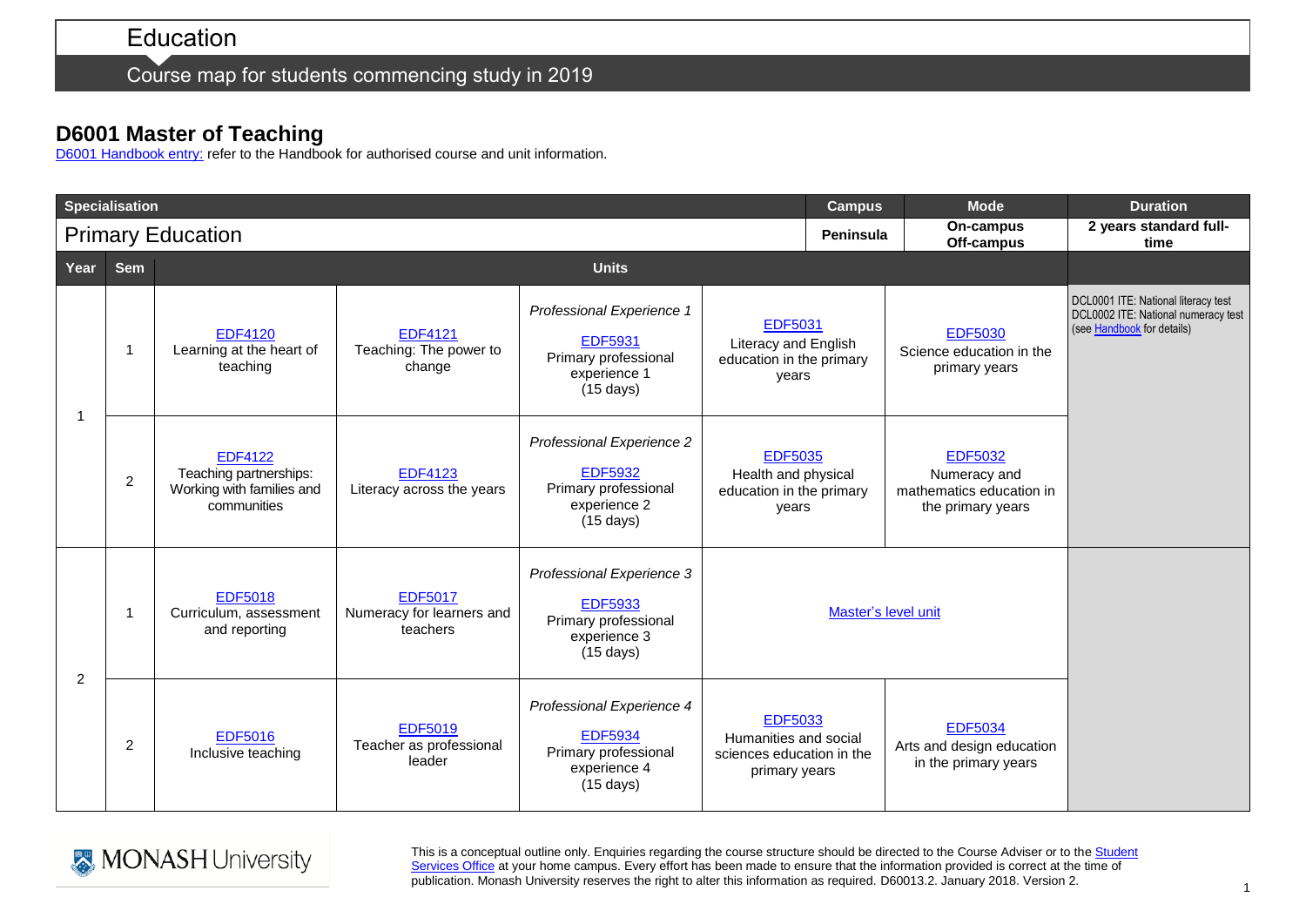# Education

Course map for students commencing study in 2019

## D6001 Master of Teaching

D6001 Handbook entry: refer to the Handbook for authorised course and unit information.

| Specialisation | | | | | | | Campus | Mode | Duration |
|---|---|---|---|---|---|---|---|---|---|
| Primary Education | | | | | | | Peninsula | On-campus Off-campus | 2 years standard full-time |

| Year | Sem | Units | | | | | |
|---|---|---|---|---|---|---|---|
| 1 | 1 | EDF4120 Learning at the heart of teaching | EDF4121 Teaching: The power to change | *Professional Experience 1* EDF5931 Primary professional experience 1 (15 days) | EDF5031 Literacy and English education in the primary years | EDF5030 Science education in the primary years | DCL0001 ITE: National literacy test DCL0002 ITE: National numeracy test (see Handbook for details) |
| 1 | 2 | EDF4122 Teaching partnerships: Working with families and communities | EDF4123 Literacy across the years | *Professional Experience 2* EDF5932 Primary professional experience 2 (15 days) | EDF5035 Health and physical education in the primary years | EDF5032 Numeracy and mathematics education in the primary years | |
| 2 | 1 | EDF5018 Curriculum, assessment and reporting | EDF5017 Numeracy for learners and teachers | *Professional Experience 3* EDF5933 Primary professional experience 3 (15 days) | Master's level unit | | |
| 2 | 2 | EDF5016 Inclusive teaching | EDF5019 Teacher as professional leader | *Professional Experience 4* EDF5934 Primary professional experience 4 (15 days) | EDF5033 Humanities and social sciences education in the primary years | EDF5034 Arts and design education in the primary years | |

MONASH University

This is a conceptual outline only. Enquiries regarding the course structure should be directed to the Course Adviser or to the Student Services Office at your home campus. Every effort has been made to ensure that the information provided is correct at the time of publication. Monash University reserves the right to alter this information as required. D60013.2. January 2018. Version 2.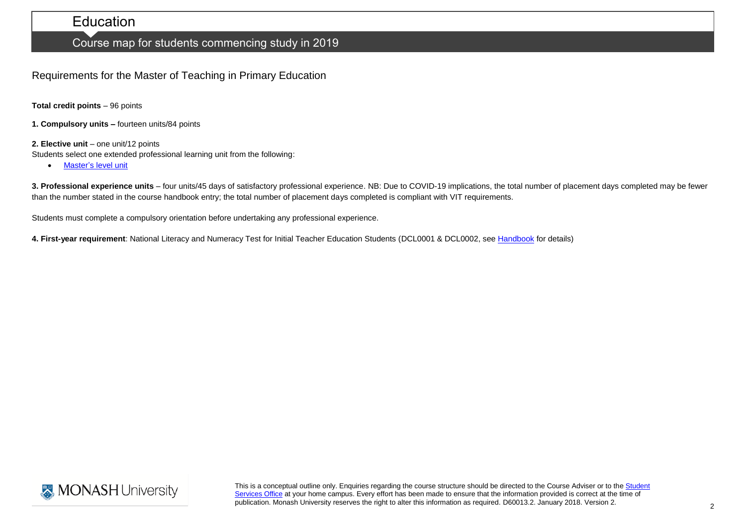# Education

## Course map for students commencing study in 2019

### Requirements for the Master of Teaching in Primary Education

**Total credit points** – 96 points

**1. Compulsory units –** fourteen units/84 points

**2. Elective unit** – one unit/12 points
Students select one extended professional learning unit from the following:

- Master's level unit

**3. Professional experience units** – four units/45 days of satisfactory professional experience. NB: Due to COVID-19 implications, the total number of placement days completed may be fewer than the number stated in the course handbook entry; the total number of placement days completed is compliant with VIT requirements.

Students must complete a compulsory orientation before undertaking any professional experience.

**4. First-year requirement**: National Literacy and Numeracy Test for Initial Teacher Education Students (DCL0001 & DCL0002, see Handbook for details)

MONASH University

This is a conceptual outline only. Enquiries regarding the course structure should be directed to the Course Adviser or to the Student Services Office at your home campus. Every effort has been made to ensure that the information provided is correct at the time of publication. Monash University reserves the right to alter this information as required. D60013.2. January 2018. Version 2.